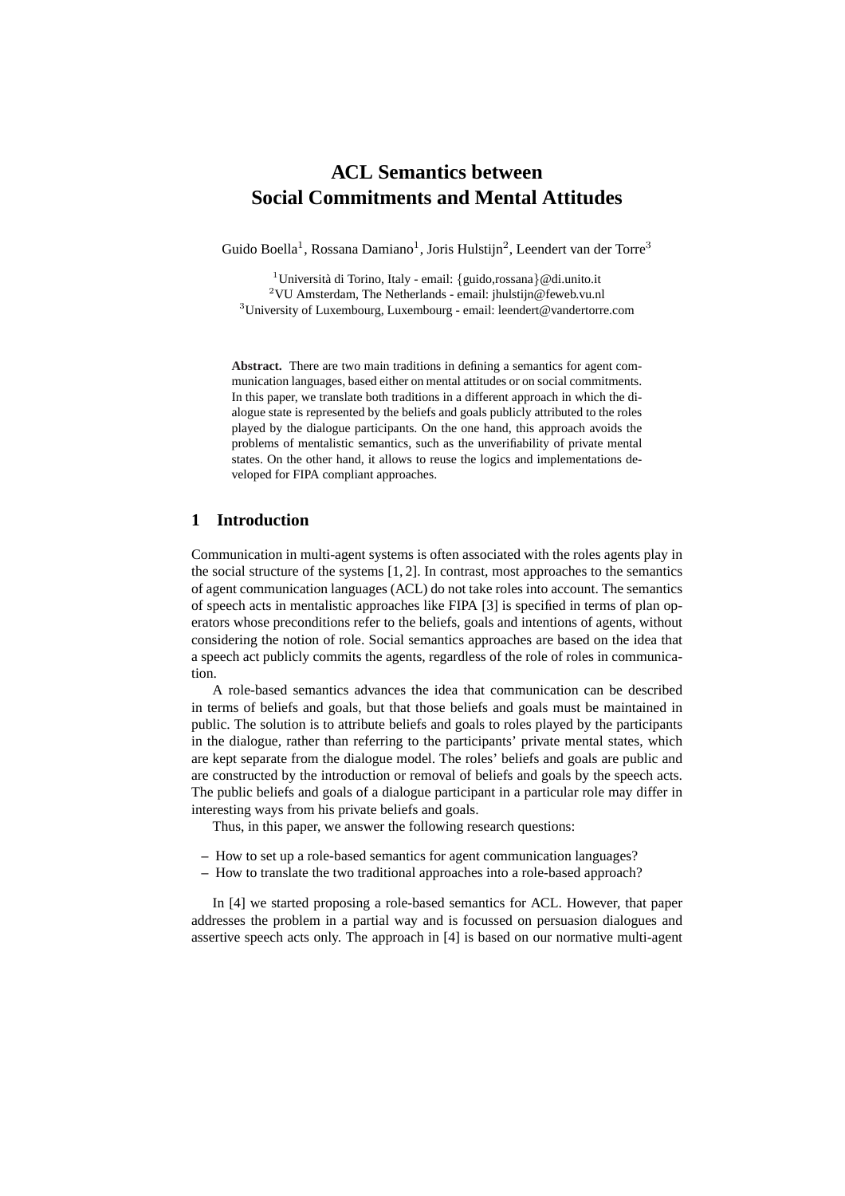# ACL Semantics between Social Commitments and Mental Attitudes

Guido Boella[1], Rossana Damiano[1], Joris Hulstijn[2], Leendert van der Torre[3]

[1]Università di Torino, Italy - email: {guido,rossana}@di.unito.it
[2]VU Amsterdam, The Netherlands - email: jhulstijn@feweb.vu.nl
[3]University of Luxembourg, Luxembourg - email: leendert@vandertorre.com

**Abstract.** There are two main traditions in defining a semantics for agent communication languages, based either on mental attitudes or on social commitments. In this paper, we translate both traditions in a different approach in which the dialogue state is represented by the beliefs and goals publicly attributed to the roles played by the dialogue participants. On the one hand, this approach avoids the problems of mentalistic semantics, such as the unverifiability of private mental states. On the other hand, it allows to reuse the logics and implementations developed for FIPA compliant approaches.

## 1 Introduction

Communication in multi-agent systems is often associated with the roles agents play in the social structure of the systems [1, 2]. In contrast, most approaches to the semantics of agent communication languages (ACL) do not take roles into account. The semantics of speech acts in mentalistic approaches like FIPA [3] is specified in terms of plan operators whose preconditions refer to the beliefs, goals and intentions of agents, without considering the notion of role. Social semantics approaches are based on the idea that a speech act publicly commits the agents, regardless of the role of roles in communication.

A role-based semantics advances the idea that communication can be described in terms of beliefs and goals, but that those beliefs and goals must be maintained in public. The solution is to attribute beliefs and goals to roles played by the participants in the dialogue, rather than referring to the participants' private mental states, which are kept separate from the dialogue model. The roles' beliefs and goals are public and are constructed by the introduction or removal of beliefs and goals by the speech acts. The public beliefs and goals of a dialogue participant in a particular role may differ in interesting ways from his private beliefs and goals.

Thus, in this paper, we answer the following research questions:

- How to set up a role-based semantics for agent communication languages?
- How to translate the two traditional approaches into a role-based approach?

In [4] we started proposing a role-based semantics for ACL. However, that paper addresses the problem in a partial way and is focussed on persuasion dialogues and assertive speech acts only. The approach in [4] is based on our normative multi-agent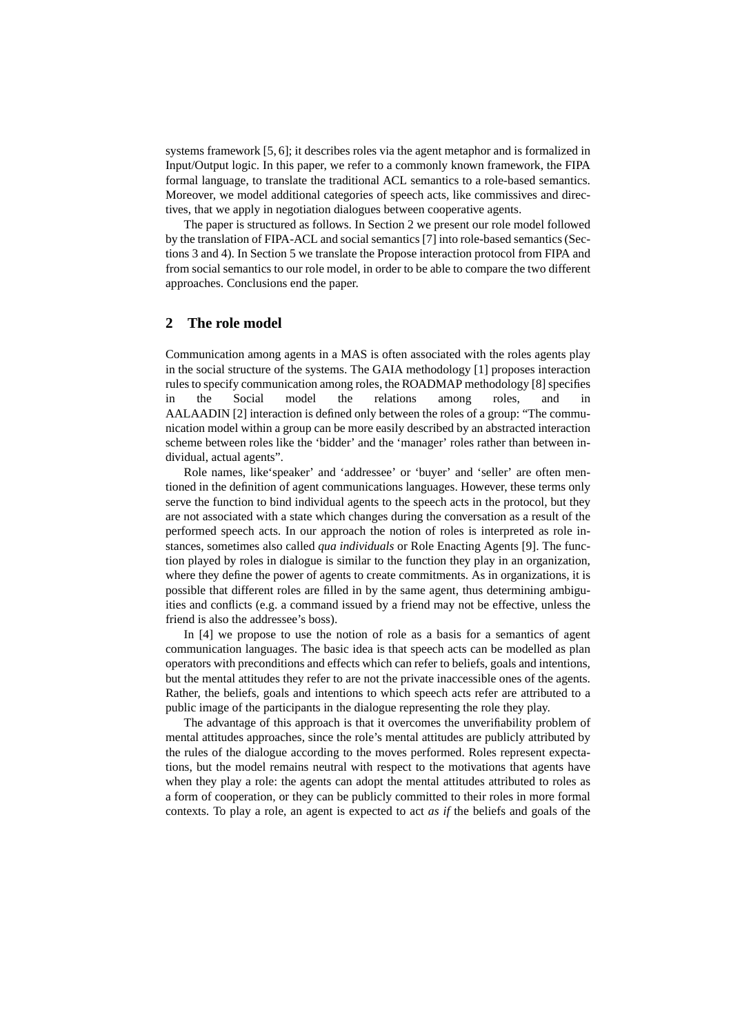systems framework [5, 6]; it describes roles via the agent metaphor and is formalized in Input/Output logic. In this paper, we refer to a commonly known framework, the FIPA formal language, to translate the traditional ACL semantics to a role-based semantics. Moreover, we model additional categories of speech acts, like commissives and directives, that we apply in negotiation dialogues between cooperative agents.

The paper is structured as follows. In Section 2 we present our role model followed by the translation of FIPA-ACL and social semantics [7] into role-based semantics (Sections 3 and 4). In Section 5 we translate the Propose interaction protocol from FIPA and from social semantics to our role model, in order to be able to compare the two different approaches. Conclusions end the paper.

## 2 The role model

Communication among agents in a MAS is often associated with the roles agents play in the social structure of the systems. The GAIA methodology [1] proposes interaction rules to specify communication among roles, the ROADMAP methodology [8] specifies in the Social model the relations among roles, and in AALAADIN [2] interaction is defined only between the roles of a group: "The communication model within a group can be more easily described by an abstracted interaction scheme between roles like the 'bidder' and the 'manager' roles rather than between individual, actual agents".

Role names, like'speaker' and 'addressee' or 'buyer' and 'seller' are often mentioned in the definition of agent communications languages. However, these terms only serve the function to bind individual agents to the speech acts in the protocol, but they are not associated with a state which changes during the conversation as a result of the performed speech acts. In our approach the notion of roles is interpreted as role instances, sometimes also called *qua individuals* or Role Enacting Agents [9]. The function played by roles in dialogue is similar to the function they play in an organization, where they define the power of agents to create commitments. As in organizations, it is possible that different roles are filled in by the same agent, thus determining ambiguities and conflicts (e.g. a command issued by a friend may not be effective, unless the friend is also the addressee's boss).

In [4] we propose to use the notion of role as a basis for a semantics of agent communication languages. The basic idea is that speech acts can be modelled as plan operators with preconditions and effects which can refer to beliefs, goals and intentions, but the mental attitudes they refer to are not the private inaccessible ones of the agents. Rather, the beliefs, goals and intentions to which speech acts refer are attributed to a public image of the participants in the dialogue representing the role they play.

The advantage of this approach is that it overcomes the unverifiability problem of mental attitudes approaches, since the role's mental attitudes are publicly attributed by the rules of the dialogue according to the moves performed. Roles represent expectations, but the model remains neutral with respect to the motivations that agents have when they play a role: the agents can adopt the mental attitudes attributed to roles as a form of cooperation, or they can be publicly committed to their roles in more formal contexts. To play a role, an agent is expected to act *as if* the beliefs and goals of the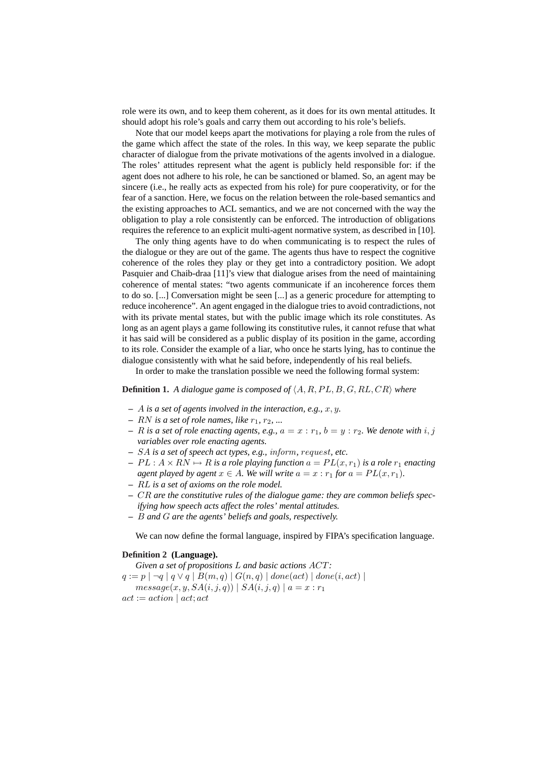role were its own, and to keep them coherent, as it does for its own mental attitudes. It should adopt his role's goals and carry them out according to his role's beliefs.

Note that our model keeps apart the motivations for playing a role from the rules of the game which affect the state of the roles. In this way, we keep separate the public character of dialogue from the private motivations of the agents involved in a dialogue. The roles' attitudes represent what the agent is publicly held responsible for: if the agent does not adhere to his role, he can be sanctioned or blamed. So, an agent may be sincere (i.e., he really acts as expected from his role) for pure cooperativity, or for the fear of a sanction. Here, we focus on the relation between the role-based semantics and the existing approaches to ACL semantics, and we are not concerned with the way the obligation to play a role consistently can be enforced. The introduction of obligations requires the reference to an explicit multi-agent normative system, as described in [10].

The only thing agents have to do when communicating is to respect the rules of the dialogue or they are out of the game. The agents thus have to respect the cognitive coherence of the roles they play or they get into a contradictory position. We adopt Pasquier and Chaib-draa [11]'s view that dialogue arises from the need of maintaining coherence of mental states: "two agents communicate if an incoherence forces them to do so. [...] Conversation might be seen [...] as a generic procedure for attempting to reduce incoherence". An agent engaged in the dialogue tries to avoid contradictions, not with its private mental states, but with the public image which its role constitutes. As long as an agent plays a game following its constitutive rules, it cannot refuse that what it has said will be considered as a public display of its position in the game, according to its role. Consider the example of a liar, who once he starts lying, has to continue the dialogue consistently with what he said before, independently of his real beliefs.

In order to make the translation possible we need the following formal system:

**Definition 1.** *A dialogue game is composed of* $\langle A, R, PL, B, G, RL, CR \rangle$ *where*

- $A$ *is a set of agents involved in the interaction, e.g.,* $x, y$.
- $RN$ *is a set of role names, like* $r_1$, $r_2$, *...*
- $R$ *is a set of role enacting agents, e.g.,* $a = x : r_1$, $b = y : r_2$. *We denote with* $i, j$ *variables over role enacting agents.*
- $SA$ *is a set of speech act types, e.g.,* $inform$, $request$, *etc.*
- $PL : A \times RN \mapsto R$ *is a role playing function* $a = PL(x, r_1)$ *is a role* $r_1$ *enacting agent played by agent* $x \in A$. *We will write* $a = x : r_1$ *for* $a = PL(x, r_1)$.
- $RL$ *is a set of axioms on the role model.*
- $CR$ *are the constitutive rules of the dialogue game: they are common beliefs specifying how speech acts affect the roles' mental attitudes.*
- $B$ *and* $G$ *are the agents' beliefs and goals, respectively.*

We can now define the formal language, inspired by FIPA's specification language.

**Definition 2 (Language).**

*Given a set of propositions* $L$ *and basic actions* $ACT$:

$q := p \mid \neg q \mid q \vee q \mid B(m, q) \mid G(n, q) \mid done(act) \mid done(i, act) \mid$
$\quad message(x, y, SA(i, j, q)) \mid SA(i, j, q) \mid a = x : r_1$

$act := action \mid act; act$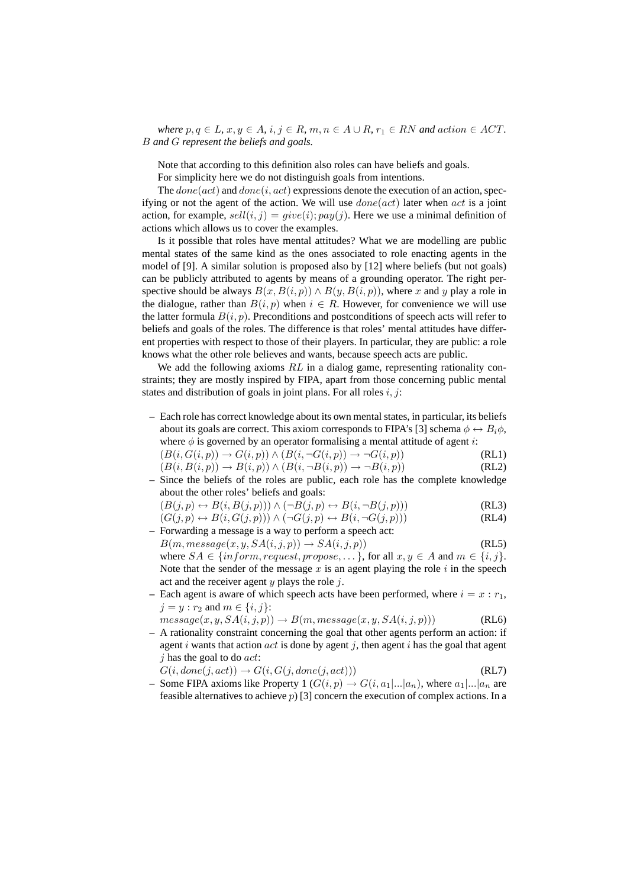*where $p, q \in L$, $x, y \in A$, $i, j \in R$, $m, n \in A \cup R$, $r_1 \in RN$ and $action \in ACT$. $B$ and $G$ represent the beliefs and goals.*

Note that according to this definition also roles can have beliefs and goals.

For simplicity here we do not distinguish goals from intentions.

The $done(act)$ and $done(i, act)$ expressions denote the execution of an action, specifying or not the agent of the action. We will use $done(act)$ later when $act$ is a joint action, for example, $sell(i, j) = give(i); pay(j)$. Here we use a minimal definition of actions which allows us to cover the examples.

Is it possible that roles have mental attitudes? What we are modelling are public mental states of the same kind as the ones associated to role enacting agents in the model of [9]. A similar solution is proposed also by [12] where beliefs (but not goals) can be publicly attributed to agents by means of a grounding operator. The right perspective should be always $B(x, B(i, p)) \wedge B(y, B(i, p))$, where $x$ and $y$ play a role in the dialogue, rather than $B(i, p)$ when $i \in R$. However, for convenience we will use the latter formula $B(i, p)$. Preconditions and postconditions of speech acts will refer to beliefs and goals of the roles. The difference is that roles' mental attitudes have different properties with respect to those of their players. In particular, they are public: a role knows what the other role believes and wants, because speech acts are public.

We add the following axioms $RL$ in a dialog game, representing rationality constraints; they are mostly inspired by FIPA, apart from those concerning public mental states and distribution of goals in joint plans. For all roles $i, j$:

- Each role has correct knowledge about its own mental states, in particular, its beliefs about its goals are correct. This axiom corresponds to FIPA's [3] schema $\phi \leftrightarrow B_i\phi$, where $\phi$ is governed by an operator formalising a mental attitude of agent $i$:
  $(B(i, G(i, p)) \rightarrow G(i, p)) \wedge (B(i, \neg G(i, p)) \rightarrow \neg G(i, p))$ (RL1)
  $(B(i, B(i, p)) \rightarrow B(i, p)) \wedge (B(i, \neg B(i, p)) \rightarrow \neg B(i, p))$ (RL2)
- Since the beliefs of the roles are public, each role has the complete knowledge about the other roles' beliefs and goals:
  $(B(j, p) \leftrightarrow B(i, B(j, p))) \wedge (\neg B(j, p) \leftrightarrow B(i, \neg B(j, p)))$ (RL3)
  $(G(j, p) \leftrightarrow B(i, G(j, p))) \wedge (\neg G(j, p) \leftrightarrow B(i, \neg G(j, p)))$ (RL4)
- Forwarding a message is a way to perform a speech act:
  $B(m, message(x, y, SA(i, j, p)) \rightarrow SA(i, j, p))$ (RL5)
  where $SA \in \{inform, request, propose, \dots\}$, for all $x, y \in A$ and $m \in \{i, j\}$. Note that the sender of the message $x$ is an agent playing the role $i$ in the speech act and the receiver agent $y$ plays the role $j$.
- Each agent is aware of which speech acts have been performed, where $i = x : r_1$, $j = y : r_2$ and $m \in \{i, j\}$:
  $message(x, y, SA(i, j, p)) \rightarrow B(m, message(x, y, SA(i, j, p)))$ (RL6)
- A rationality constraint concerning the goal that other agents perform an action: if agent $i$ wants that action $act$ is done by agent $j$, then agent $i$ has the goal that agent $j$ has the goal to do $act$:
  $G(i, done(j, act)) \rightarrow G(i, G(j, done(j, act)))$ (RL7)
- Some FIPA axioms like Property 1 ($G(i, p) \rightarrow G(i, a_1|...|a_n)$, where $a_1|...|a_n$ are feasible alternatives to achieve $p$) [3] concern the execution of complex actions. In a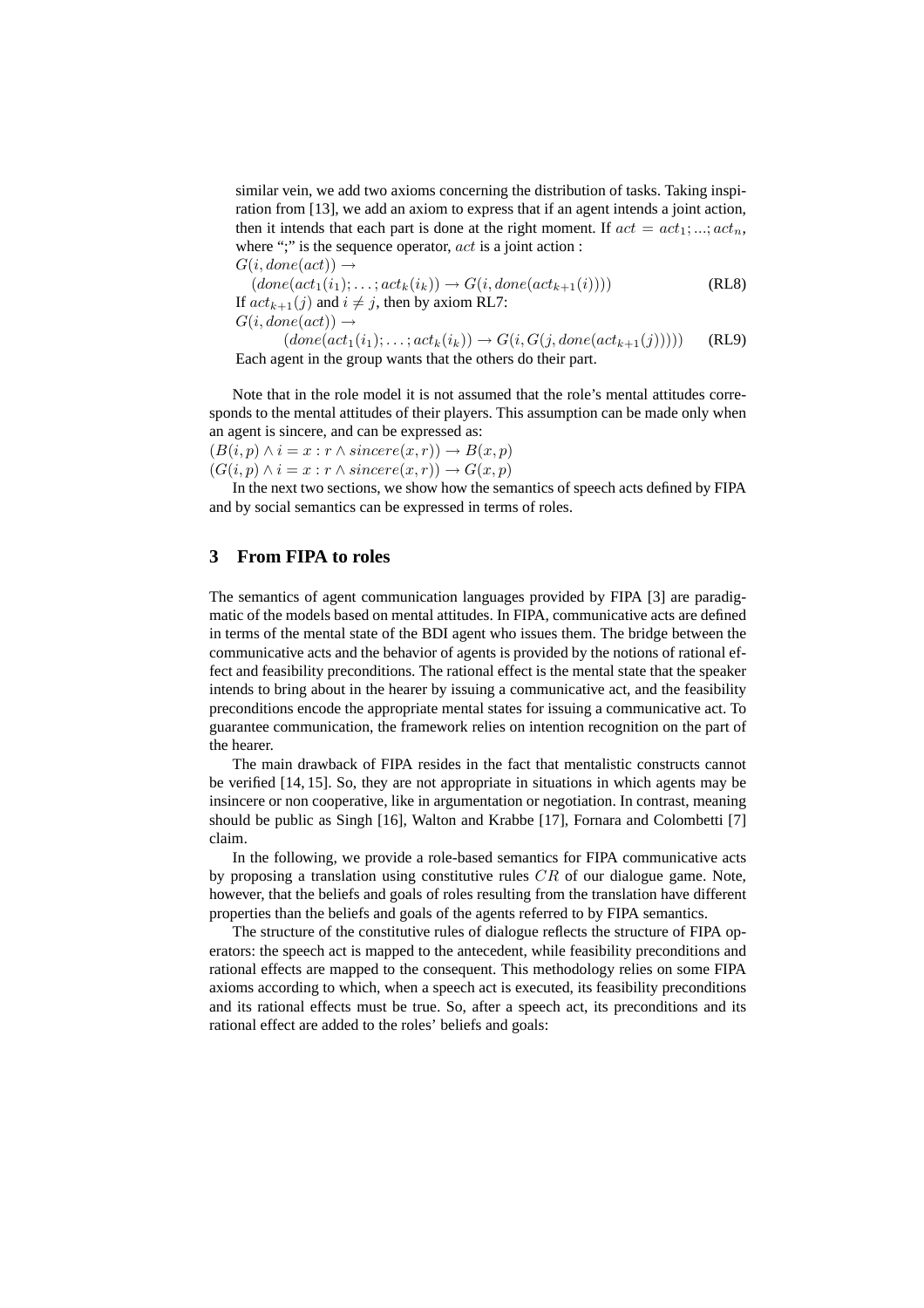similar vein, we add two axioms concerning the distribution of tasks. Taking inspiration from [13], we add an axiom to express that if an agent intends a joint action, then it intends that each part is done at the right moment. If $act = act_1; ...; act_n$, where ";" is the sequence operator, $act$ is a joint action :

$$G(i, done(act)) \rightarrow$$
$$(done(act_1(i_1); \ldots ; act_k(i_k)) \rightarrow G(i, done(act_{k+1}(i)))) \quad \text{(RL8)}$$

If $act_{k+1}(j)$ and $i \neq j$, then by axiom RL7:

$$G(i, done(act)) \rightarrow$$
$$(done(act_1(i_1); \ldots ; act_k(i_k)) \rightarrow G(i, G(j, done(act_{k+1}(j))))) \quad \text{(RL9)}$$

Each agent in the group wants that the others do their part.

Note that in the role model it is not assumed that the role's mental attitudes corresponds to the mental attitudes of their players. This assumption can be made only when an agent is sincere, and can be expressed as:

$(B(i, p) \wedge i = x : r \wedge sincere(x, r)) \rightarrow B(x, p)$
$(G(i, p) \wedge i = x : r \wedge sincere(x, r)) \rightarrow G(x, p)$

In the next two sections, we show how the semantics of speech acts defined by FIPA and by social semantics can be expressed in terms of roles.

## 3 From FIPA to roles

The semantics of agent communication languages provided by FIPA [3] are paradigmatic of the models based on mental attitudes. In FIPA, communicative acts are defined in terms of the mental state of the BDI agent who issues them. The bridge between the communicative acts and the behavior of agents is provided by the notions of rational effect and feasibility preconditions. The rational effect is the mental state that the speaker intends to bring about in the hearer by issuing a communicative act, and the feasibility preconditions encode the appropriate mental states for issuing a communicative act. To guarantee communication, the framework relies on intention recognition on the part of the hearer.

The main drawback of FIPA resides in the fact that mentalistic constructs cannot be verified [14, 15]. So, they are not appropriate in situations in which agents may be insincere or non cooperative, like in argumentation or negotiation. In contrast, meaning should be public as Singh [16], Walton and Krabbe [17], Fornara and Colombetti [7] claim.

In the following, we provide a role-based semantics for FIPA communicative acts by proposing a translation using constitutive rules $CR$ of our dialogue game. Note, however, that the beliefs and goals of roles resulting from the translation have different properties than the beliefs and goals of the agents referred to by FIPA semantics.

The structure of the constitutive rules of dialogue reflects the structure of FIPA operators: the speech act is mapped to the antecedent, while feasibility preconditions and rational effects are mapped to the consequent. This methodology relies on some FIPA axioms according to which, when a speech act is executed, its feasibility preconditions and its rational effects must be true. So, after a speech act, its preconditions and its rational effect are added to the roles' beliefs and goals: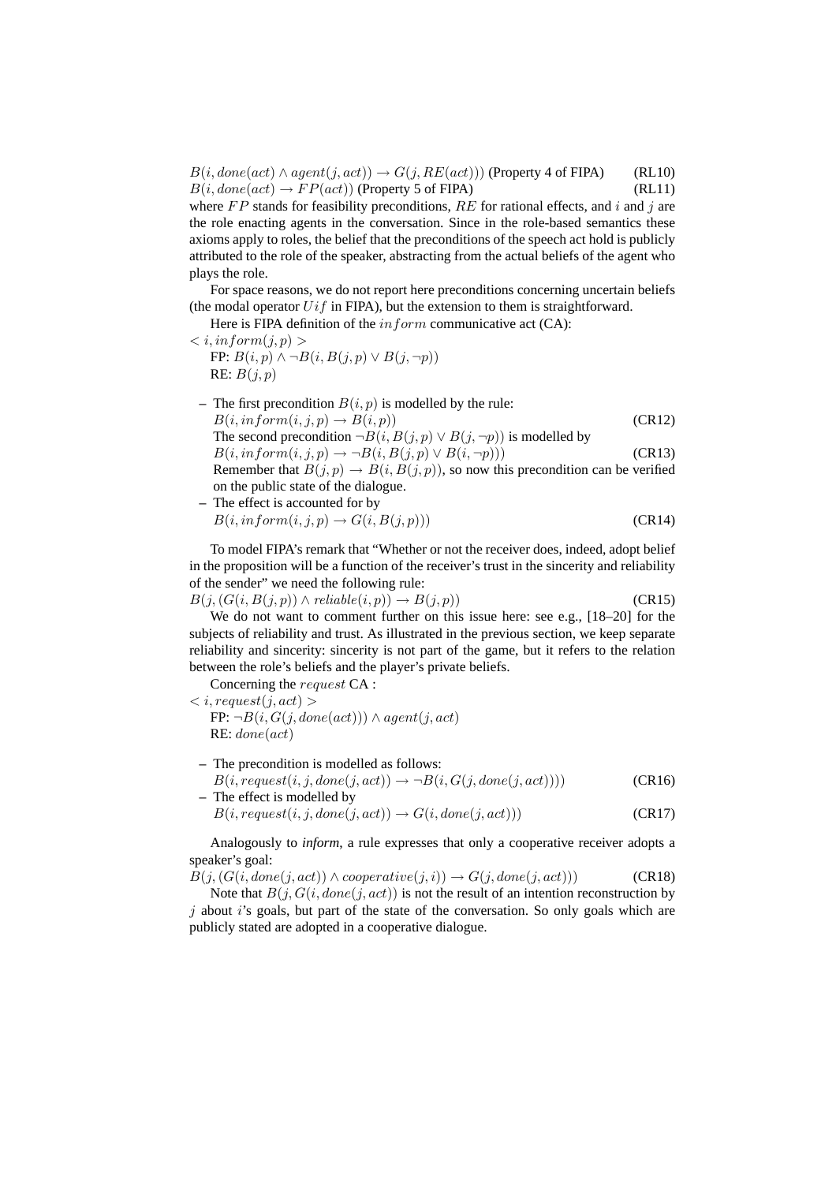$B(i, done(act) \wedge agent(j, act)) \rightarrow G(j, RE(act)))$ (Property 4 of FIPA) (RL10)

$B(i, done(act) \rightarrow FP(act))$ (Property 5 of FIPA) (RL11)

where $FP$ stands for feasibility preconditions, $RE$ for rational effects, and $i$ and $j$ are the role enacting agents in the conversation. Since in the role-based semantics these axioms apply to roles, the belief that the preconditions of the speech act hold is publicly attributed to the role of the speaker, abstracting from the actual beliefs of the agent who plays the role.

For space reasons, we do not report here preconditions concerning uncertain beliefs (the modal operator $Uif$ in FIPA), but the extension to them is straightforward.

Here is FIPA definition of the $inform$ communicative act (CA):

$< i, inform(j, p) >$

FP: $B(i, p) \wedge \neg B(i, B(j, p) \vee B(j, \neg p))$

RE: $B(j, p)$

- The first precondition $B(i, p)$ is modelled by the rule:
  $B(i, inform(i, j, p) \rightarrow B(i, p))$ (CR12)
  The second precondition $\neg B(i, B(j, p) \vee B(j, \neg p))$ is modelled by
  $B(i, inform(i, j, p) \rightarrow \neg B(i, B(j, p) \vee B(i, \neg p)))$ (CR13)
  Remember that $B(j, p) \rightarrow B(i, B(j, p))$, so now this precondition can be verified on the public state of the dialogue.
- The effect is accounted for by
  $B(i, inform(i, j, p) \rightarrow G(i, B(j, p)))$ (CR14)

To model FIPA's remark that "Whether or not the receiver does, indeed, adopt belief in the proposition will be a function of the receiver's trust in the sincerity and reliability of the sender" we need the following rule:

$B(j, (G(i, B(j, p)) \wedge reliable(i, p)) \rightarrow B(j, p))$ (CR15)

We do not want to comment further on this issue here: see e.g., [18–20] for the subjects of reliability and trust. As illustrated in the previous section, we keep separate reliability and sincerity: sincerity is not part of the game, but it refers to the relation between the role's beliefs and the player's private beliefs.

Concerning the $request$ CA :

$< i, request(j, act) >$

FP: $\neg B(i, G(j, done(act))) \wedge agent(j, act)$

RE: $done(act)$

- The precondition is modelled as follows:
  $B(i, request(i, j, done(j, act)) \rightarrow \neg B(i, G(j, done(j, act))))$ (CR16)
- The effect is modelled by
  $B(i, request(i, j, done(j, act)) \rightarrow G(i, done(j, act)))$ (CR17)

Analogously to *inform*, a rule expresses that only a cooperative receiver adopts a speaker's goal:

$B(j, (G(i, done(j, act)) \wedge cooperative(j, i)) \rightarrow G(j, done(j, act)))$ (CR18)

Note that $B(j, G(i, done(j, act))$ is not the result of an intention reconstruction by $j$ about $i$'s goals, but part of the state of the conversation. So only goals which are publicly stated are adopted in a cooperative dialogue.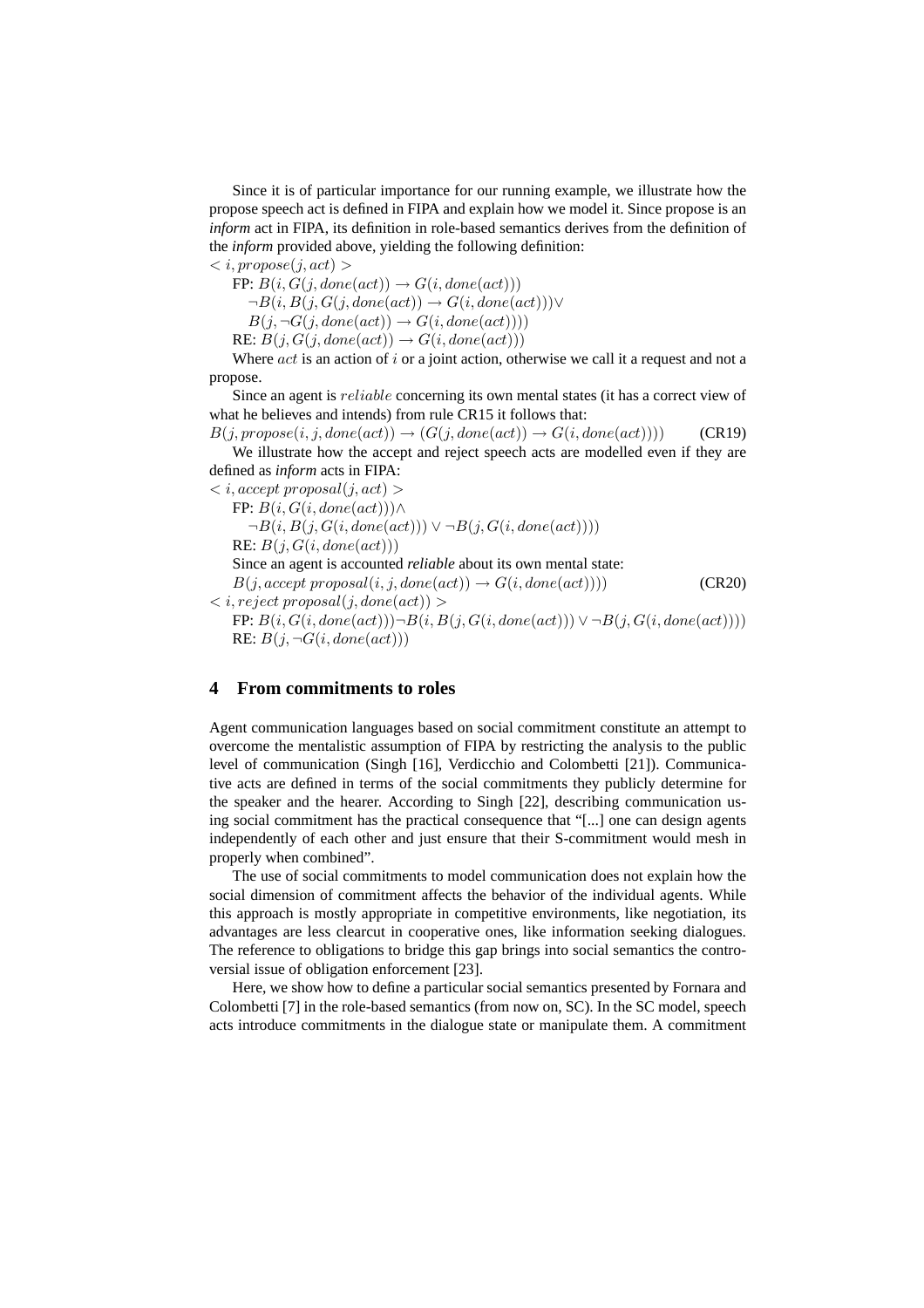Since it is of particular importance for our running example, we illustrate how the propose speech act is defined in FIPA and explain how we model it. Since propose is an *inform* act in FIPA, its definition in role-based semantics derives from the definition of the *inform* provided above, yielding the following definition:

$< i, propose(j, act) >$

FP: $B(i, G(j, done(act)) \rightarrow G(i, done(act)))$

$\neg B(i, B(j, G(j, done(act)) \rightarrow G(i, done(act)))\vee$

$B(j, \neg G(j, done(act)) \rightarrow G(i, done(act))))$

RE: $B(j, G(j, done(act)) \rightarrow G(i, done(act)))$

Where $act$ is an action of $i$ or a joint action, otherwise we call it a request and not a propose.

Since an agent is $reliable$ concerning its own mental states (it has a correct view of what he believes and intends) from rule CR15 it follows that:

$$B(j, propose(i, j, done(act)) \rightarrow (G(j, done(act)) \rightarrow G(i, done(act)))) \qquad \text{(CR19)}$$

We illustrate how the accept and reject speech acts are modelled even if they are defined as *inform* acts in FIPA:

$< i, accept\ proposal(j, act) >$

FP: $B(i, G(i, done(act)))\wedge$

$\neg B(i, B(j, G(i, done(act))) \vee \neg B(j, G(i, done(act))))$

RE: $B(j, G(i, done(act)))$

Since an agent is accounted *reliable* about its own mental state:

$$B(j, accept\ proposal(i, j, done(act)) \rightarrow G(i, done(act)))) \qquad \text{(CR20)}$$

$< i, reject\ proposal(j, done(act)) >$

FP: $B(i, G(i, done(act)))\neg B(i, B(j, G(i, done(act))) \vee \neg B(j, G(i, done(act))))$

RE: $B(j, \neg G(i, done(act)))$

## 4 From commitments to roles

Agent communication languages based on social commitment constitute an attempt to overcome the mentalistic assumption of FIPA by restricting the analysis to the public level of communication (Singh [16], Verdicchio and Colombetti [21]). Communicative acts are defined in terms of the social commitments they publicly determine for the speaker and the hearer. According to Singh [22], describing communication using social commitment has the practical consequence that "[...] one can design agents independently of each other and just ensure that their S-commitment would mesh in properly when combined".

The use of social commitments to model communication does not explain how the social dimension of commitment affects the behavior of the individual agents. While this approach is mostly appropriate in competitive environments, like negotiation, its advantages are less clearcut in cooperative ones, like information seeking dialogues. The reference to obligations to bridge this gap brings into social semantics the controversial issue of obligation enforcement [23].

Here, we show how to define a particular social semantics presented by Fornara and Colombetti [7] in the role-based semantics (from now on, SC). In the SC model, speech acts introduce commitments in the dialogue state or manipulate them. A commitment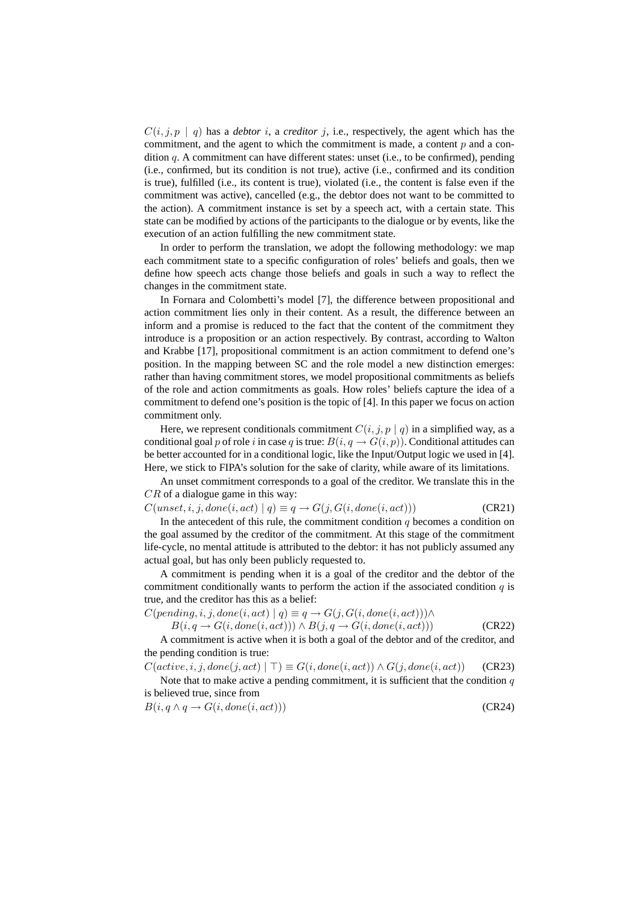$C(i, j, p \mid q)$ has a *debtor* $i$, a *creditor* $j$, i.e., respectively, the agent which has the commitment, and the agent to which the commitment is made, a content $p$ and a condition $q$. A commitment can have different states: unset (i.e., to be confirmed), pending (i.e., confirmed, but its condition is not true), active (i.e., confirmed and its condition is true), fulfilled (i.e., its content is true), violated (i.e., the content is false even if the commitment was active), cancelled (e.g., the debtor does not want to be committed to the action). A commitment instance is set by a speech act, with a certain state. This state can be modified by actions of the participants to the dialogue or by events, like the execution of an action fulfilling the new commitment state.

In order to perform the translation, we adopt the following methodology: we map each commitment state to a specific configuration of roles' beliefs and goals, then we define how speech acts change those beliefs and goals in such a way to reflect the changes in the commitment state.

In Fornara and Colombetti's model [7], the difference between propositional and action commitment lies only in their content. As a result, the difference between an inform and a promise is reduced to the fact that the content of the commitment they introduce is a proposition or an action respectively. By contrast, according to Walton and Krabbe [17], propositional commitment is an action commitment to defend one's position. In the mapping between SC and the role model a new distinction emerges: rather than having commitment stores, we model propositional commitments as beliefs of the role and action commitments as goals. How roles' beliefs capture the idea of a commitment to defend one's position is the topic of [4]. In this paper we focus on action commitment only.

Here, we represent conditionals commitment $C(i, j, p \mid q)$ in a simplified way, as a conditional goal $p$ of role $i$ in case $q$ is true: $B(i, q \rightarrow G(i, p))$. Conditional attitudes can be better accounted for in a conditional logic, like the Input/Output logic we used in [4]. Here, we stick to FIPA's solution for the sake of clarity, while aware of its limitations.

An unset commitment corresponds to a goal of the creditor. We translate this in the $CR$ of a dialogue game in this way:

$$C(unset, i, j, done(i, act) \mid q) \equiv q \rightarrow G(j, G(i, done(i, act))) \quad \text{(CR21)}$$

In the antecedent of this rule, the commitment condition $q$ becomes a condition on the goal assumed by the creditor of the commitment. At this stage of the commitment life-cycle, no mental attitude is attributed to the debtor: it has not publicly assumed any actual goal, but has only been publicly requested to.

A commitment is pending when it is a goal of the creditor and the debtor of the commitment conditionally wants to perform the action if the associated condition $q$ is true, and the creditor has this as a belief:

$$C(pending, i, j, done(i, act) \mid q) \equiv q \rightarrow G(j, G(i, done(i, act))) \wedge$$
$$B(i, q \rightarrow G(i, done(i, act))) \wedge B(j, q \rightarrow G(i, done(i, act))) \quad \text{(CR22)}$$

A commitment is active when it is both a goal of the debtor and of the creditor, and the pending condition is true:

$$C(active, i, j, done(j, act) \mid \top) \equiv G(i, done(i, act)) \wedge G(j, done(i, act)) \quad \text{(CR23)}$$

Note that to make active a pending commitment, it is sufficient that the condition $q$ is believed true, since from

$$B(i, q \wedge q \rightarrow G(i, done(i, act))) \quad \text{(CR24)}$$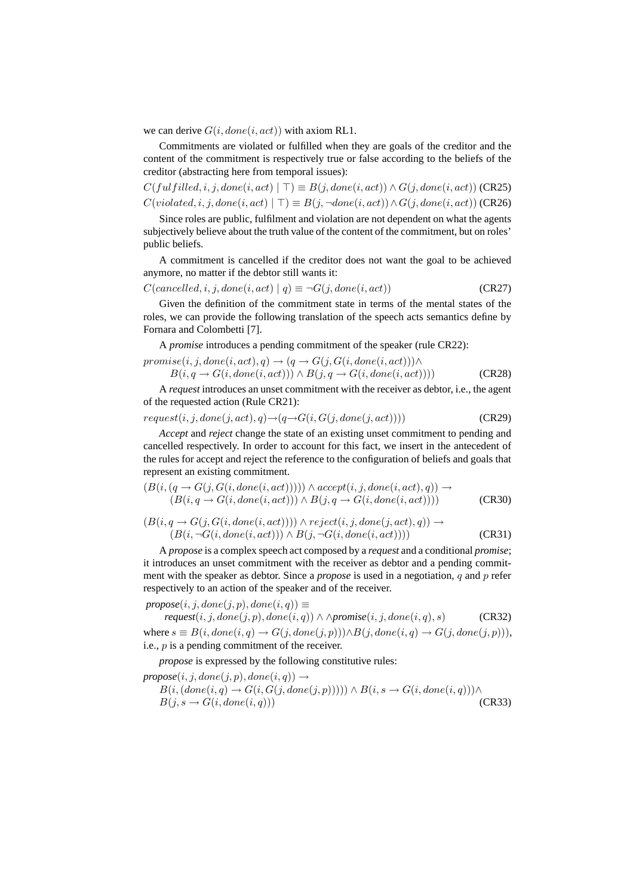we can derive $G(i, done(i, act))$ with axiom RL1.

Commitments are violated or fulfilled when they are goals of the creditor and the content of the commitment is respectively true or false according to the beliefs of the creditor (abstracting here from temporal issues):

$$C(fulfilled, i, j, done(i, act) \mid \top) \equiv B(j, done(i, act)) \wedge G(j, done(i, act)) \quad \text{(CR25)}$$

$$C(violated, i, j, done(i, act) \mid \top) \equiv B(j, \neg done(i, act)) \wedge G(j, done(i, act)) \quad \text{(CR26)}$$

Since roles are public, fulfilment and violation are not dependent on what the agents subjectively believe about the truth value of the content of the commitment, but on roles' public beliefs.

A commitment is cancelled if the creditor does not want the goal to be achieved anymore, no matter if the debtor still wants it:

$$C(cancelled, i, j, done(i, act) \mid q) \equiv \neg G(j, done(i, act)) \quad \text{(CR27)}$$

Given the definition of the commitment state in terms of the mental states of the roles, we can provide the following translation of the speech acts semantics define by Fornara and Colombetti [7].

A *promise* introduces a pending commitment of the speaker (rule CR22):

$$promise(i, j, done(i, act), q) \rightarrow (q \rightarrow G(j, G(i, done(i, act))) \wedge B(i, q \rightarrow G(i, done(i, act))) \wedge B(j, q \rightarrow G(i, done(i, act)))) \quad \text{(CR28)}$$

A *request* introduces an unset commitment with the receiver as debtor, i.e., the agent of the requested action (Rule CR21):

$$request(i, j, done(j, act), q) \rightarrow (q \rightarrow G(i, G(j, done(j, act)))) \quad \text{(CR29)}$$

*Accept* and *reject* change the state of an existing unset commitment to pending and cancelled respectively. In order to account for this fact, we insert in the antecedent of the rules for accept and reject the reference to the configuration of beliefs and goals that represent an existing commitment.

$$(B(i, (q \rightarrow G(j, G(i, done(i, act))))) \wedge accept(i, j, done(i, act), q)) \rightarrow (B(i, q \rightarrow G(i, done(i, act))) \wedge B(j, q \rightarrow G(i, done(i, act)))) \quad \text{(CR30)}$$

$$(B(i, q \rightarrow G(j, G(i, done(i, act)))) \wedge reject(i, j, done(j, act), q)) \rightarrow (B(i, \neg G(i, done(i, act))) \wedge B(j, \neg G(i, done(i, act)))) \quad \text{(CR31)}$$

A *propose* is a complex speech act composed by a *request* and a conditional *promise*; it introduces an unset commitment with the receiver as debtor and a pending commitment with the speaker as debtor. Since a *propose* is used in a negotiation, $q$ and $p$ refer respectively to an action of the speaker and of the receiver.

$$\textit{propose}(i, j, done(j, p), done(i, q)) \equiv \textit{request}(i, j, done(j, p), done(i, q)) \wedge \wedge \textit{promise}(i, j, done(i, q), s) \quad \text{(CR32)}$$

where $s \equiv B(i, done(i, q) \rightarrow G(j, done(j, p))) \wedge B(j, done(i, q) \rightarrow G(j, done(j, p)))$, i.e., $p$ is a pending commitment of the receiver.

*propose* is expressed by the following constitutive rules:

$$\textit{propose}(i, j, done(j, p), done(i, q)) \rightarrow B(i, (done(i, q) \rightarrow G(i, G(j, done(j, p))))) \wedge B(i, s \rightarrow G(i, done(i, q))) \wedge B(j, s \rightarrow G(i, done(i, q))) \quad \text{(CR33)}$$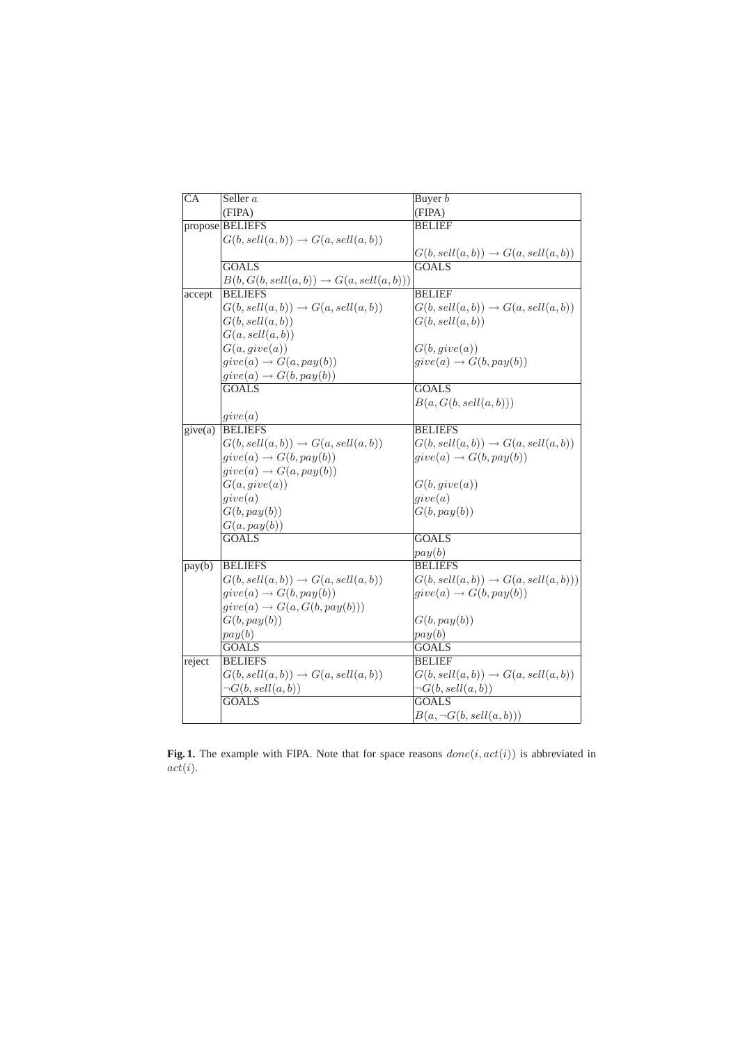| CA | Seller $a$ (FIPA) | Buyer $b$ (FIPA) |
|---|---|---|
| propose | BELIEFS | BELIEF |
| | $G(b, sell(a, b)) \rightarrow G(a, sell(a, b))$ | |
| | | $G(b, sell(a, b)) \rightarrow G(a, sell(a, b))$ |
| | GOALS | GOALS |
| | $B(b, G(b, sell(a, b)) \rightarrow G(a, sell(a, b)))$ | |
| accept | BELIEFS | BELIEF |
| | $G(b, sell(a, b)) \rightarrow G(a, sell(a, b))$ | $G(b, sell(a, b)) \rightarrow G(a, sell(a, b))$ |
| | $G(b, sell(a, b))$ | $G(b, sell(a, b))$ |
| | $G(a, sell(a, b))$ | |
| | $G(a, give(a))$ | $G(b, give(a))$ |
| | $give(a) \rightarrow G(a, pay(b))$ | $give(a) \rightarrow G(b, pay(b))$ |
| | $give(a) \rightarrow G(b, pay(b))$ | |
| | GOALS | GOALS |
| | | $B(a, G(b, sell(a, b)))$ |
| | $give(a)$ | |
| give(a) | BELIEFS | BELIEFS |
| | $G(b, sell(a, b)) \rightarrow G(a, sell(a, b))$ | $G(b, sell(a, b)) \rightarrow G(a, sell(a, b))$ |
| | $give(a) \rightarrow G(b, pay(b))$ | $give(a) \rightarrow G(b, pay(b))$ |
| | $give(a) \rightarrow G(a, pay(b))$ | |
| | $G(a, give(a))$ | $G(b, give(a))$ |
| | $give(a)$ | $give(a)$ |
| | $G(b, pay(b))$ | $G(b, pay(b))$ |
| | $G(a, pay(b))$ | |
| | GOALS | GOALS |
| | | $pay(b)$ |
| pay(b) | BELIEFS | BELIEFS |
| | $G(b, sell(a, b)) \rightarrow G(a, sell(a, b))$ | $G(b, sell(a, b)) \rightarrow G(a, sell(a, b)))$ |
| | $give(a) \rightarrow G(b, pay(b))$ | $give(a) \rightarrow G(b, pay(b))$ |
| | $give(a) \rightarrow G(a, G(b, pay(b)))$ | |
| | $G(b, pay(b))$ | $G(b, pay(b))$ |
| | $pay(b)$ | $pay(b)$ |
| | GOALS | GOALS |
| reject | BELIEFS | BELIEF |
| | $G(b, sell(a, b)) \rightarrow G(a, sell(a, b))$ | $G(b, sell(a, b)) \rightarrow G(a, sell(a, b))$ |
| | $\neg G(b, sell(a, b))$ | $\neg G(b, sell(a, b))$ |
| | GOALS | GOALS |
| | | $B(a, \neg G(b, sell(a, b)))$ |

**Fig. 1.** The example with FIPA. Note that for space reasons $done(i, act(i))$ is abbreviated in $act(i)$.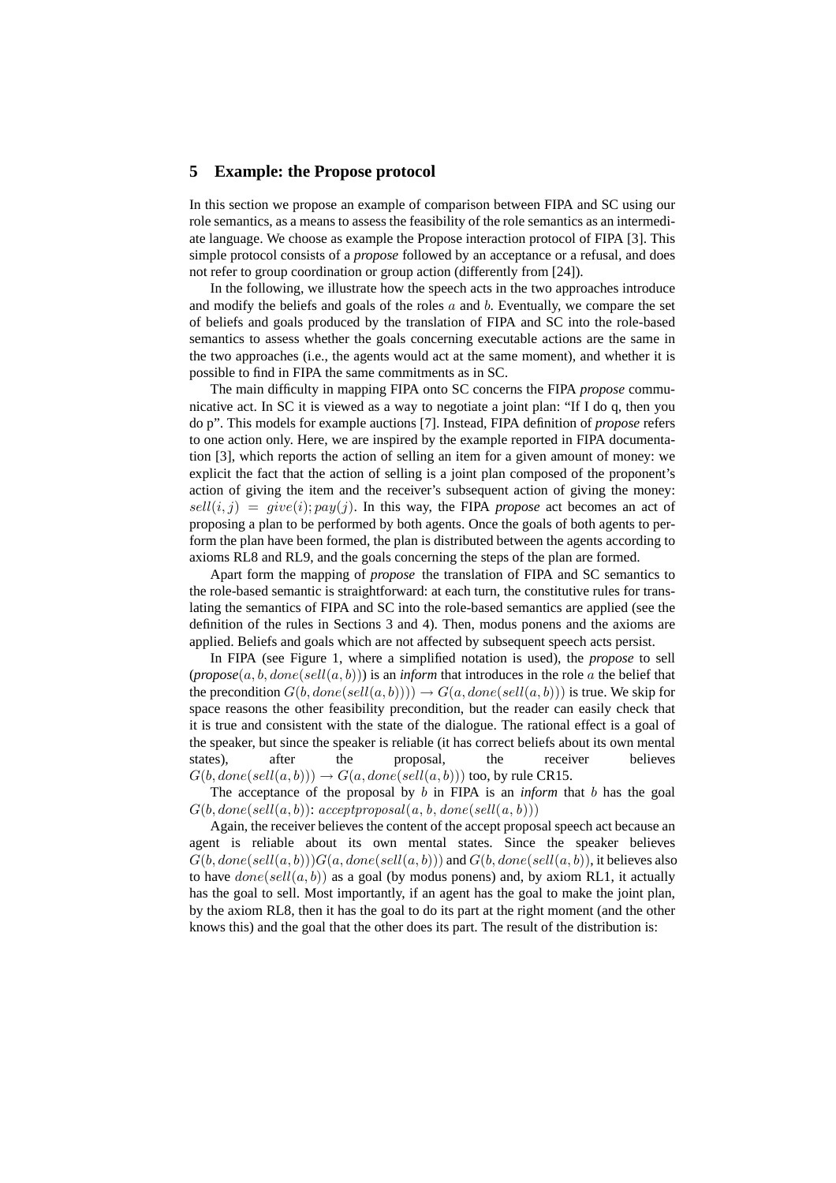## 5 Example: the Propose protocol

In this section we propose an example of comparison between FIPA and SC using our role semantics, as a means to assess the feasibility of the role semantics as an intermediate language. We choose as example the Propose interaction protocol of FIPA [3]. This simple protocol consists of a *propose* followed by an acceptance or a refusal, and does not refer to group coordination or group action (differently from [24]).

In the following, we illustrate how the speech acts in the two approaches introduce and modify the beliefs and goals of the roles $a$ and $b$. Eventually, we compare the set of beliefs and goals produced by the translation of FIPA and SC into the role-based semantics to assess whether the goals concerning executable actions are the same in the two approaches (i.e., the agents would act at the same moment), and whether it is possible to find in FIPA the same commitments as in SC.

The main difficulty in mapping FIPA onto SC concerns the FIPA *propose* communicative act. In SC it is viewed as a way to negotiate a joint plan: "If I do q, then you do p". This models for example auctions [7]. Instead, FIPA definition of *propose* refers to one action only. Here, we are inspired by the example reported in FIPA documentation [3], which reports the action of selling an item for a given amount of money: we explicit the fact that the action of selling is a joint plan composed of the proponent's action of giving the item and the receiver's subsequent action of giving the money: $sell(i, j) = give(i); pay(j)$. In this way, the FIPA *propose* act becomes an act of proposing a plan to be performed by both agents. Once the goals of both agents to perform the plan have been formed, the plan is distributed between the agents according to axioms RL8 and RL9, and the goals concerning the steps of the plan are formed.

Apart form the mapping of *propose* the translation of FIPA and SC semantics to the role-based semantic is straightforward: at each turn, the constitutive rules for translating the semantics of FIPA and SC into the role-based semantics are applied (see the definition of the rules in Sections 3 and 4). Then, modus ponens and the axioms are applied. Beliefs and goals which are not affected by subsequent speech acts persist.

In FIPA (see Figure 1, where a simplified notation is used), the *propose* to sell (*propose*$(a, b, done(sell(a, b)))$) is an *inform* that introduces in the role $a$ the belief that the precondition $G(b, done(sell(a, b)))) \rightarrow G(a, done(sell(a, b)))$ is true. We skip for space reasons the other feasibility precondition, but the reader can easily check that it is true and consistent with the state of the dialogue. The rational effect is a goal of the speaker, but since the speaker is reliable (it has correct beliefs about its own mental states), after the proposal, the receiver believes $G(b, done(sell(a, b))) \rightarrow G(a, done(sell(a, b)))$ too, by rule CR15.

The acceptance of the proposal by $b$ in FIPA is an *inform* that $b$ has the goal $G(b, done(sell(a, b))$: $acceptproposal(a, b, done(sell(a, b)))$

Again, the receiver believes the content of the accept proposal speech act because an agent is reliable about its own mental states. Since the speaker believes $G(b, done(sell(a, b)))G(a, done(sell(a, b)))$ and $G(b, done(sell(a, b))$, it believes also to have $done(sell(a, b))$ as a goal (by modus ponens) and, by axiom RL1, it actually has the goal to sell. Most importantly, if an agent has the goal to make the joint plan, by the axiom RL8, then it has the goal to do its part at the right moment (and the other knows this) and the goal that the other does its part. The result of the distribution is: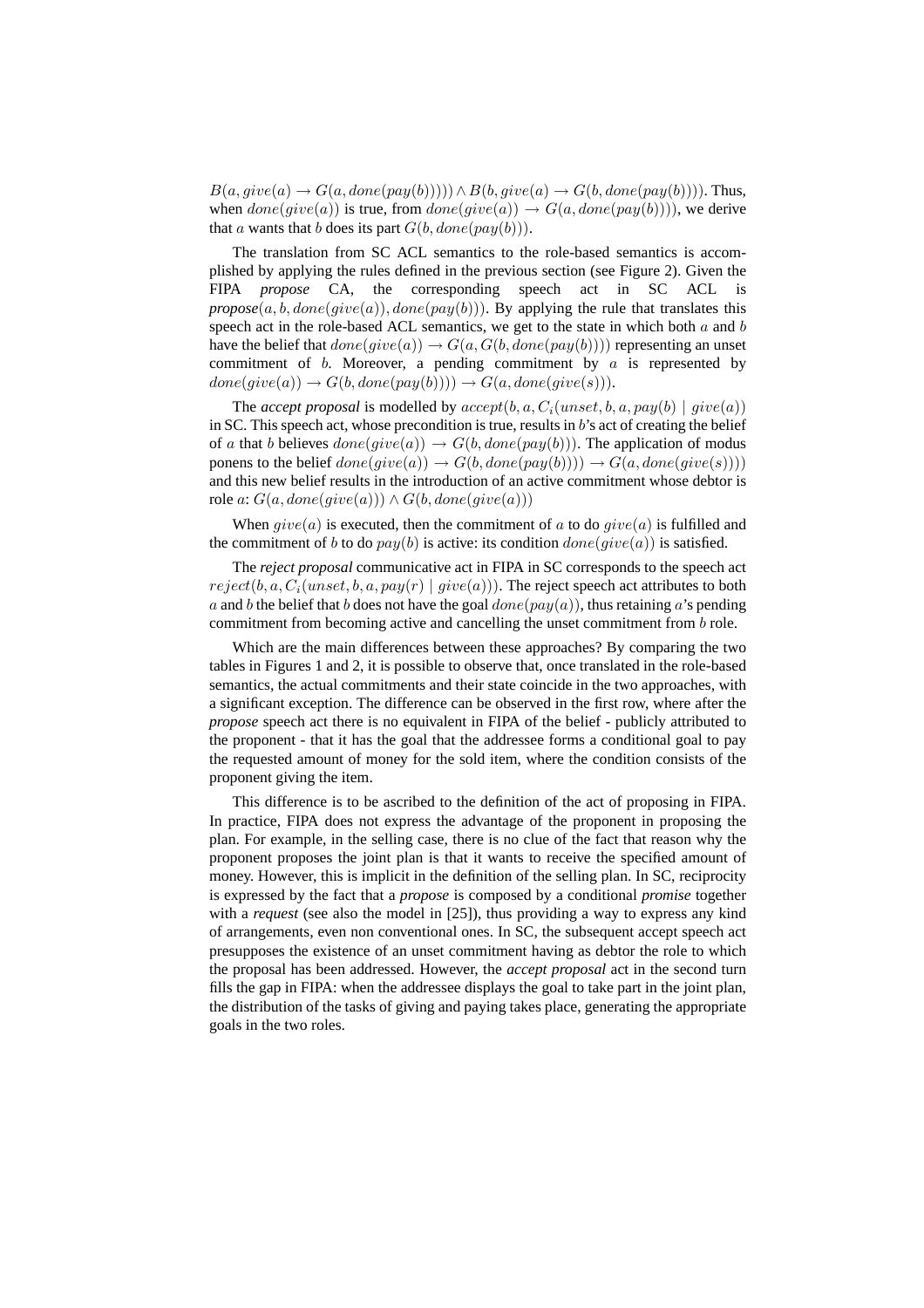$B(a, give(a) \rightarrow G(a, done(pay(b))))) \wedge B(b, give(a) \rightarrow G(b, done(pay(b))))$. Thus, when $done(give(a))$ is true, from $done(give(a)) \rightarrow G(a, done(pay(b))))$, we derive that $a$ wants that $b$ does its part $G(b, done(pay(b)))$.

The translation from SC ACL semantics to the role-based semantics is accomplished by applying the rules defined in the previous section (see Figure 2). Given the FIPA *propose* CA, the corresponding speech act in SC ACL is *propose*$(a, b, done(give(a)), done(pay(b)))$. By applying the rule that translates this speech act in the role-based ACL semantics, we get to the state in which both $a$ and $b$ have the belief that $done(give(a)) \rightarrow G(a, G(b, done(pay(b))))$ representing an unset commitment of $b$. Moreover, a pending commitment by $a$ is represented by $done(give(a)) \rightarrow G(b, done(pay(b)))) \rightarrow G(a, done(give(s)))$.

The *accept proposal* is modelled by $accept(b, a, C_i(unset, b, a, pay(b) \mid give(a))$ in SC. This speech act, whose precondition is true, results in $b$'s act of creating the belief of $a$ that $b$ believes $done(give(a)) \rightarrow G(b, done(pay(b)))$. The application of modus ponens to the belief $done(give(a)) \rightarrow G(b, done(pay(b)))) \rightarrow G(a, done(give(s))))$ and this new belief results in the introduction of an active commitment whose debtor is role $a$: $G(a, done(give(a))) \wedge G(b, done(give(a)))$

When $give(a)$ is executed, then the commitment of $a$ to do $give(a)$ is fulfilled and the commitment of $b$ to do $pay(b)$ is active: its condition $done(give(a))$ is satisfied.

The *reject proposal* communicative act in FIPA in SC corresponds to the speech act $reject(b, a, C_i(unset, b, a, pay(r) \mid give(a)))$. The reject speech act attributes to both $a$ and $b$ the belief that $b$ does not have the goal $done(pay(a))$, thus retaining $a$'s pending commitment from becoming active and cancelling the unset commitment from $b$ role.

Which are the main differences between these approaches? By comparing the two tables in Figures 1 and 2, it is possible to observe that, once translated in the role-based semantics, the actual commitments and their state coincide in the two approaches, with a significant exception. The difference can be observed in the first row, where after the *propose* speech act there is no equivalent in FIPA of the belief - publicly attributed to the proponent - that it has the goal that the addressee forms a conditional goal to pay the requested amount of money for the sold item, where the condition consists of the proponent giving the item.

This difference is to be ascribed to the definition of the act of proposing in FIPA. In practice, FIPA does not express the advantage of the proponent in proposing the plan. For example, in the selling case, there is no clue of the fact that reason why the proponent proposes the joint plan is that it wants to receive the specified amount of money. However, this is implicit in the definition of the selling plan. In SC, reciprocity is expressed by the fact that a *propose* is composed by a conditional *promise* together with a *request* (see also the model in [25]), thus providing a way to express any kind of arrangements, even non conventional ones. In SC, the subsequent accept speech act presupposes the existence of an unset commitment having as debtor the role to which the proposal has been addressed. However, the *accept proposal* act in the second turn fills the gap in FIPA: when the addressee displays the goal to take part in the joint plan, the distribution of the tasks of giving and paying takes place, generating the appropriate goals in the two roles.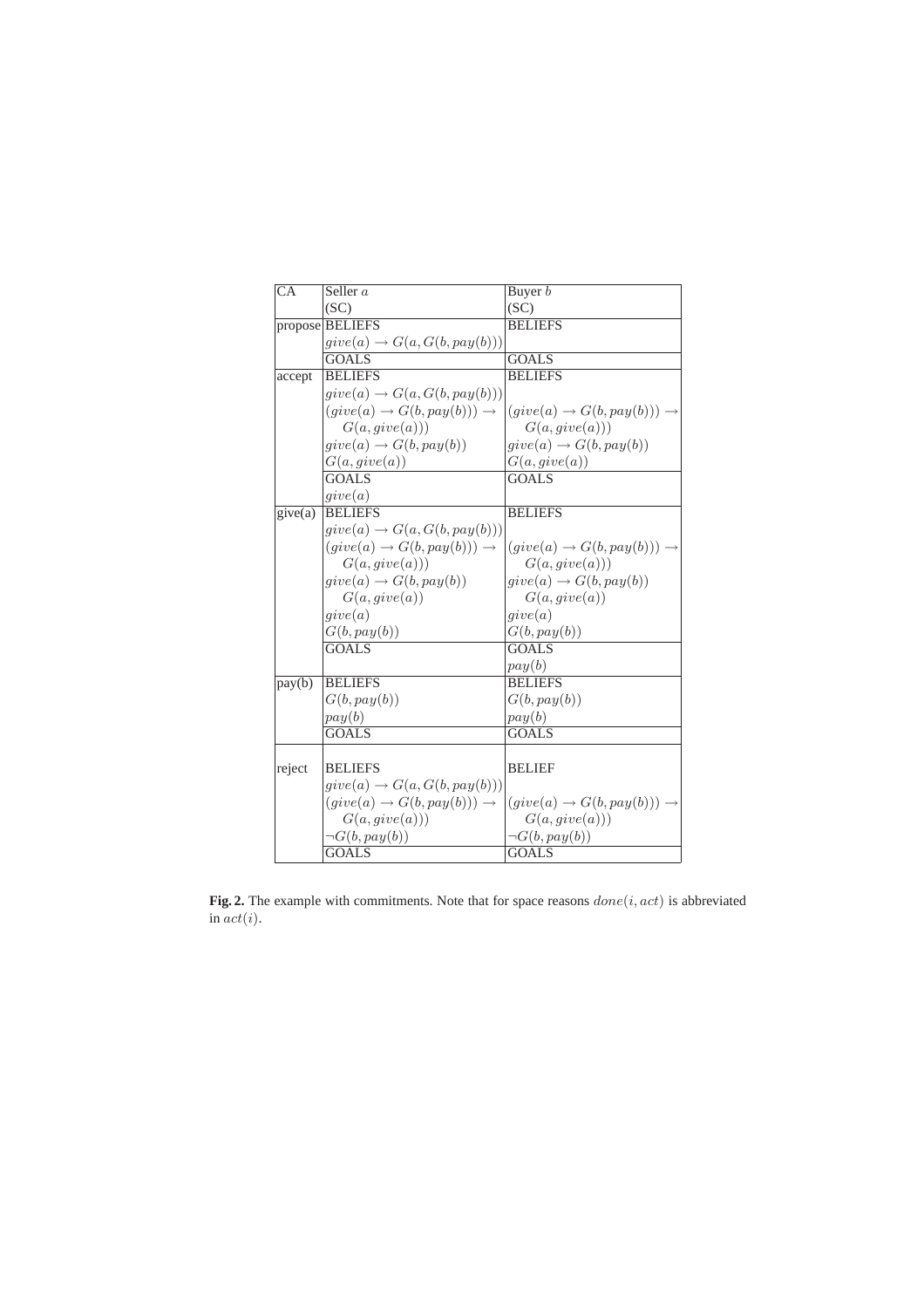| CA | Seller $a$ (SC) | Buyer $b$ (SC) |
|---|---|---|
| propose | BELIEFS | BELIEFS |
| | $give(a) \rightarrow G(a, G(b, pay(b)))$ | |
| | GOALS | GOALS |
| accept | BELIEFS | BELIEFS |
| | $give(a) \rightarrow G(a, G(b, pay(b)))$ | |
| | $(give(a) \rightarrow G(b, pay(b))) \rightarrow G(a, give(a)))$ | $(give(a) \rightarrow G(b, pay(b))) \rightarrow G(a, give(a)))$ |
| | $give(a) \rightarrow G(b, pay(b))$ | $give(a) \rightarrow G(b, pay(b))$ |
| | $G(a, give(a))$ | $G(a, give(a))$ |
| | GOALS | GOALS |
| | $give(a)$ | |
| give(a) | BELIEFS | BELIEFS |
| | $give(a) \rightarrow G(a, G(b, pay(b)))$ | |
| | $(give(a) \rightarrow G(b, pay(b))) \rightarrow G(a, give(a)))$ | $(give(a) \rightarrow G(b, pay(b))) \rightarrow G(a, give(a)))$ |
| | $give(a) \rightarrow G(b, pay(b)) G(a, give(a))$ | $give(a) \rightarrow G(b, pay(b)) G(a, give(a))$ |
| | $give(a)$ | $give(a)$ |
| | $G(b, pay(b))$ | $G(b, pay(b))$ |
| | GOALS | GOALS |
| | | $pay(b)$ |
| pay(b) | BELIEFS | BELIEFS |
| | $G(b, pay(b))$ | $G(b, pay(b))$ |
| | $pay(b)$ | $pay(b)$ |
| | GOALS | GOALS |
| reject | BELIEFS | BELIEF |
| | $give(a) \rightarrow G(a, G(b, pay(b)))$ | |
| | $(give(a) \rightarrow G(b, pay(b))) \rightarrow G(a, give(a)))$ | $(give(a) \rightarrow G(b, pay(b))) \rightarrow G(a, give(a)))$ |
| | $\neg G(b, pay(b))$ | $\neg G(b, pay(b))$ |
| | GOALS | GOALS |

**Fig. 2.** The example with commitments. Note that for space reasons $done(i, act)$ is abbreviated in $act(i)$.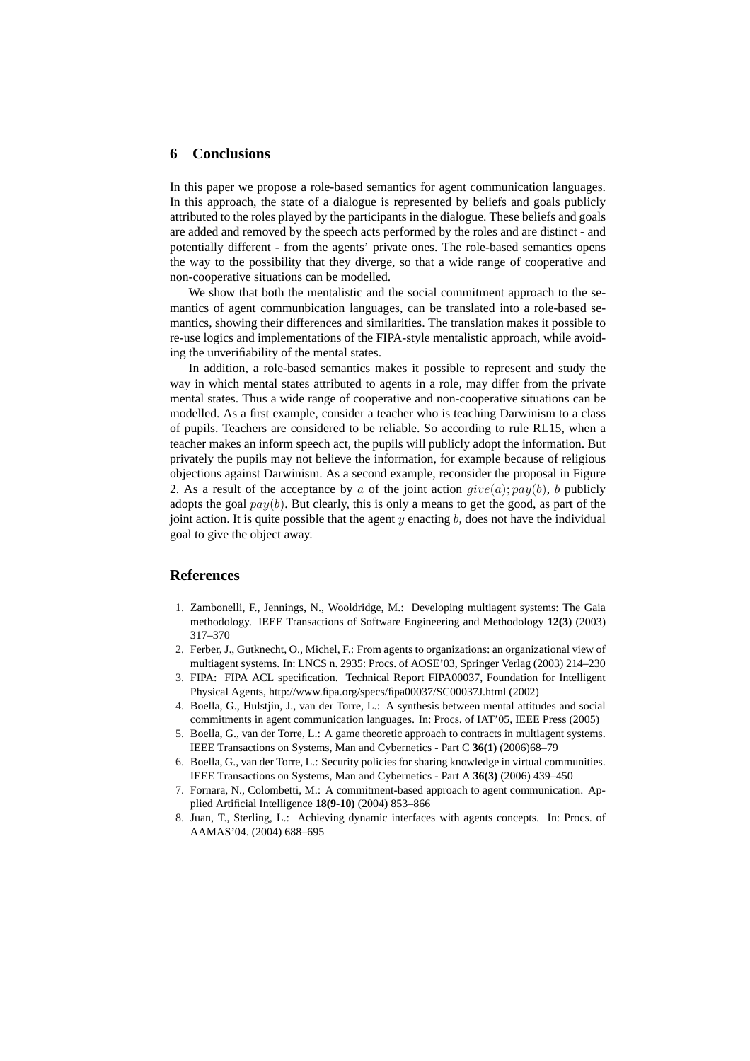## 6 Conclusions

In this paper we propose a role-based semantics for agent communication languages. In this approach, the state of a dialogue is represented by beliefs and goals publicly attributed to the roles played by the participants in the dialogue. These beliefs and goals are added and removed by the speech acts performed by the roles and are distinct - and potentially different - from the agents' private ones. The role-based semantics opens the way to the possibility that they diverge, so that a wide range of cooperative and non-cooperative situations can be modelled.

We show that both the mentalistic and the social commitment approach to the semantics of agent communbication languages, can be translated into a role-based semantics, showing their differences and similarities. The translation makes it possible to re-use logics and implementations of the FIPA-style mentalistic approach, while avoiding the unverifiability of the mental states.

In addition, a role-based semantics makes it possible to represent and study the way in which mental states attributed to agents in a role, may differ from the private mental states. Thus a wide range of cooperative and non-cooperative situations can be modelled. As a first example, consider a teacher who is teaching Darwinism to a class of pupils. Teachers are considered to be reliable. So according to rule RL15, when a teacher makes an inform speech act, the pupils will publicly adopt the information. But privately the pupils may not believe the information, for example because of religious objections against Darwinism. As a second example, reconsider the proposal in Figure 2. As a result of the acceptance by $a$ of the joint action $give(a); pay(b)$, $b$ publicly adopts the goal $pay(b)$. But clearly, this is only a means to get the good, as part of the joint action. It is quite possible that the agent $y$ enacting $b$, does not have the individual goal to give the object away.

## References

1. Zambonelli, F., Jennings, N., Wooldridge, M.: Developing multiagent systems: The Gaia methodology. IEEE Transactions of Software Engineering and Methodology **12(3)** (2003) 317–370
2. Ferber, J., Gutknecht, O., Michel, F.: From agents to organizations: an organizational view of multiagent systems. In: LNCS n. 2935: Procs. of AOSE'03, Springer Verlag (2003) 214–230
3. FIPA: FIPA ACL specification. Technical Report FIPA00037, Foundation for Intelligent Physical Agents, http://www.fipa.org/specs/fipa00037/SC00037J.html (2002)
4. Boella, G., Hulstjin, J., van der Torre, L.: A synthesis between mental attitudes and social commitments in agent communication languages. In: Procs. of IAT'05, IEEE Press (2005)
5. Boella, G., van der Torre, L.: A game theoretic approach to contracts in multiagent systems. IEEE Transactions on Systems, Man and Cybernetics - Part C **36(1)** (2006)68–79
6. Boella, G., van der Torre, L.: Security policies for sharing knowledge in virtual communities. IEEE Transactions on Systems, Man and Cybernetics - Part A **36(3)** (2006) 439–450
7. Fornara, N., Colombetti, M.: A commitment-based approach to agent communication. Applied Artificial Intelligence **18(9-10)** (2004) 853–866
8. Juan, T., Sterling, L.: Achieving dynamic interfaces with agents concepts. In: Procs. of AAMAS'04. (2004) 688–695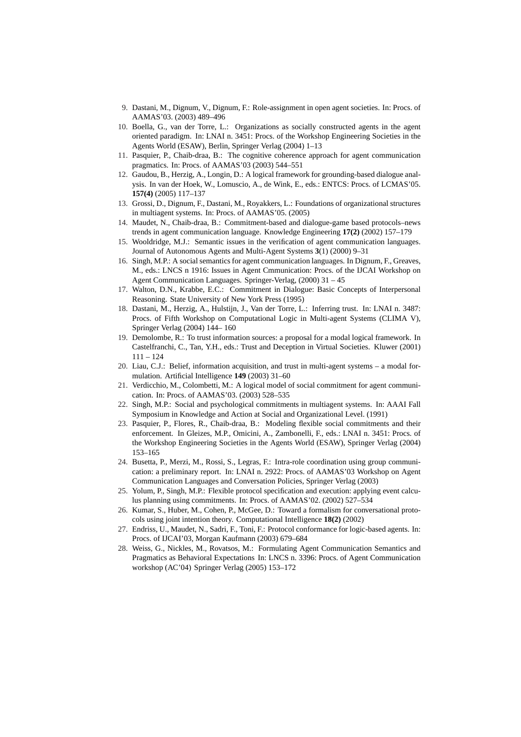9. Dastani, M., Dignum, V., Dignum, F.: Role-assignment in open agent societies. In: Procs. of AAMAS'03. (2003) 489–496
10. Boella, G., van der Torre, L.: Organizations as socially constructed agents in the agent oriented paradigm. In: LNAI n. 3451: Procs. of the Workshop Engineering Societies in the Agents World (ESAW), Berlin, Springer Verlag (2004) 1–13
11. Pasquier, P., Chaib-draa, B.: The cognitive coherence approach for agent communication pragmatics. In: Procs. of AAMAS'03 (2003) 544–551
12. Gaudou, B., Herzig, A., Longin, D.: A logical framework for grounding-based dialogue analysis. In van der Hoek, W., Lomuscio, A., de Wink, E., eds.: ENTCS: Procs. of LCMAS'05. **157(4)** (2005) 117–137
13. Grossi, D., Dignum, F., Dastani, M., Royakkers, L.: Foundations of organizational structures in multiagent systems. In: Procs. of AAMAS'05. (2005)
14. Maudet, N., Chaib-draa, B.: Commitment-based and dialogue-game based protocols–news trends in agent communication language. Knowledge Engineering **17(2)** (2002) 157–179
15. Wooldridge, M.J.: Semantic issues in the verification of agent communication languages. Journal of Autonomous Agents and Multi-Agent Systems **3**(1) (2000) 9–31
16. Singh, M.P.: A social semantics for agent communication languages. In Dignum, F., Greaves, M., eds.: LNCS n 1916: Issues in Agent Cmmunication: Procs. of the IJCAI Workshop on Agent Communication Languages. Springer-Verlag, (2000) 31 – 45
17. Walton, D.N., Krabbe, E.C.: Commitment in Dialogue: Basic Concepts of Interpersonal Reasoning. State University of New York Press (1995)
18. Dastani, M., Herzig, A., Hulstijn, J., Van der Torre, L.: Inferring trust. In: LNAI n. 3487: Procs. of Fifth Workshop on Computational Logic in Multi-agent Systems (CLIMA V), Springer Verlag (2004) 144– 160
19. Demolombe, R.: To trust information sources: a proposal for a modal logical framework. In Castelfranchi, C., Tan, Y.H., eds.: Trust and Deception in Virtual Societies. Kluwer (2001) 111 – 124
20. Liau, C.J.: Belief, information acquisition, and trust in multi-agent systems – a modal formulation. Artificial Intelligence **149** (2003) 31–60
21. Verdicchio, M., Colombetti, M.: A logical model of social commitment for agent communication. In: Procs. of AAMAS'03. (2003) 528–535
22. Singh, M.P.: Social and psychological commitments in multiagent systems. In: AAAI Fall Symposium in Knowledge and Action at Social and Organizational Level. (1991)
23. Pasquier, P., Flores, R., Chaib-draa, B.: Modeling flexible social commitments and their enforcement. In Gleizes, M.P., Omicini, A., Zambonelli, F., eds.: LNAI n. 3451: Procs. of the Workshop Engineering Societies in the Agents World (ESAW), Springer Verlag (2004) 153–165
24. Busetta, P., Merzi, M., Rossi, S., Legras, F.: Intra-role coordination using group communication: a preliminary report. In: LNAI n. 2922: Procs. of AAMAS'03 Workshop on Agent Communication Languages and Conversation Policies, Springer Verlag (2003)
25. Yolum, P., Singh, M.P.: Flexible protocol specification and execution: applying event calculus planning using commitments. In: Procs. of AAMAS'02. (2002) 527–534
26. Kumar, S., Huber, M., Cohen, P., McGee, D.: Toward a formalism for conversational protocols using joint intention theory. Computational Intelligence **18(2)** (2002)
27. Endriss, U., Maudet, N., Sadri, F., Toni, F.: Protocol conformance for logic-based agents. In: Procs. of IJCAI'03, Morgan Kaufmann (2003) 679–684
28. Weiss, G., Nickles, M., Rovatsos, M.: Formulating Agent Communication Semantics and Pragmatics as Behavioral Expectations In: LNCS n. 3396: Procs. of Agent Communication workshop (AC'04) Springer Verlag (2005) 153–172